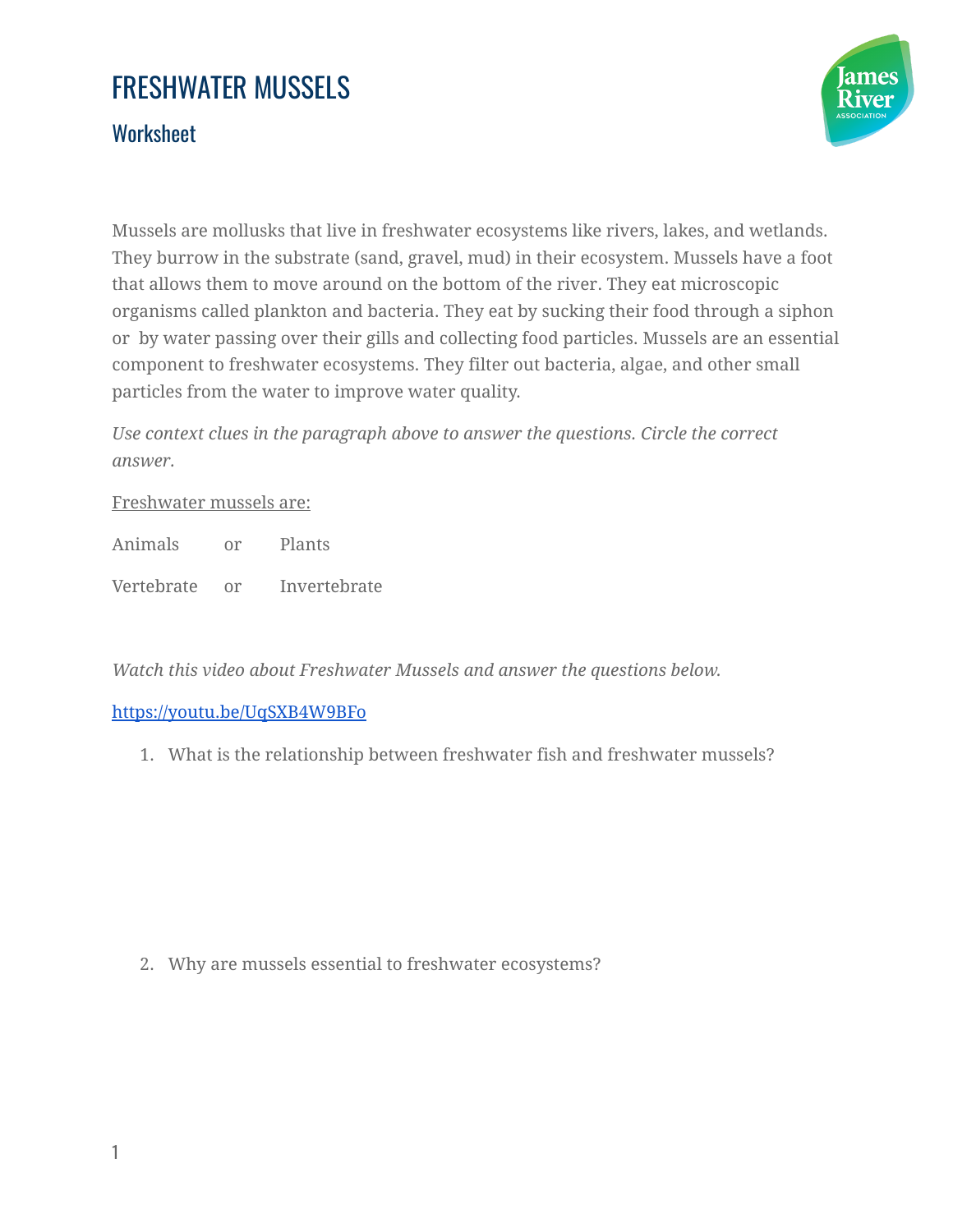# FRESHWATER MUSSELS

## Worksheet

Mussels are mollusks that live in freshwater ecosystems like rivers, lakes, and wetlands. They burrow in the substrate (sand, gravel, mud) in their ecosystem. Mussels have a foot that allows them to move around on the bottom of the river. They eat microscopic organisms called plankton and bacteria. They eat by sucking their food through a siphon or by water passing over their gills and collecting food particles. Mussels are an essential component to freshwater ecosystems. They filter out bacteria, algae, and other small particles from the water to improve water quality.

*Use context clues in the paragraph above to answer the questions. Circle the correct answer.*

<u>Freshwater mussels are:</u>

Animals or Plants

Vertebrate or Invertebrate

*Watch this video about Freshwater Mussels and answer the questions below.*

https://youtu.be/UqSXB4W9BFo

1. What is the relationship between freshwater fish and freshwater mussels?

2. Why are mussels essential to freshwater ecosystems?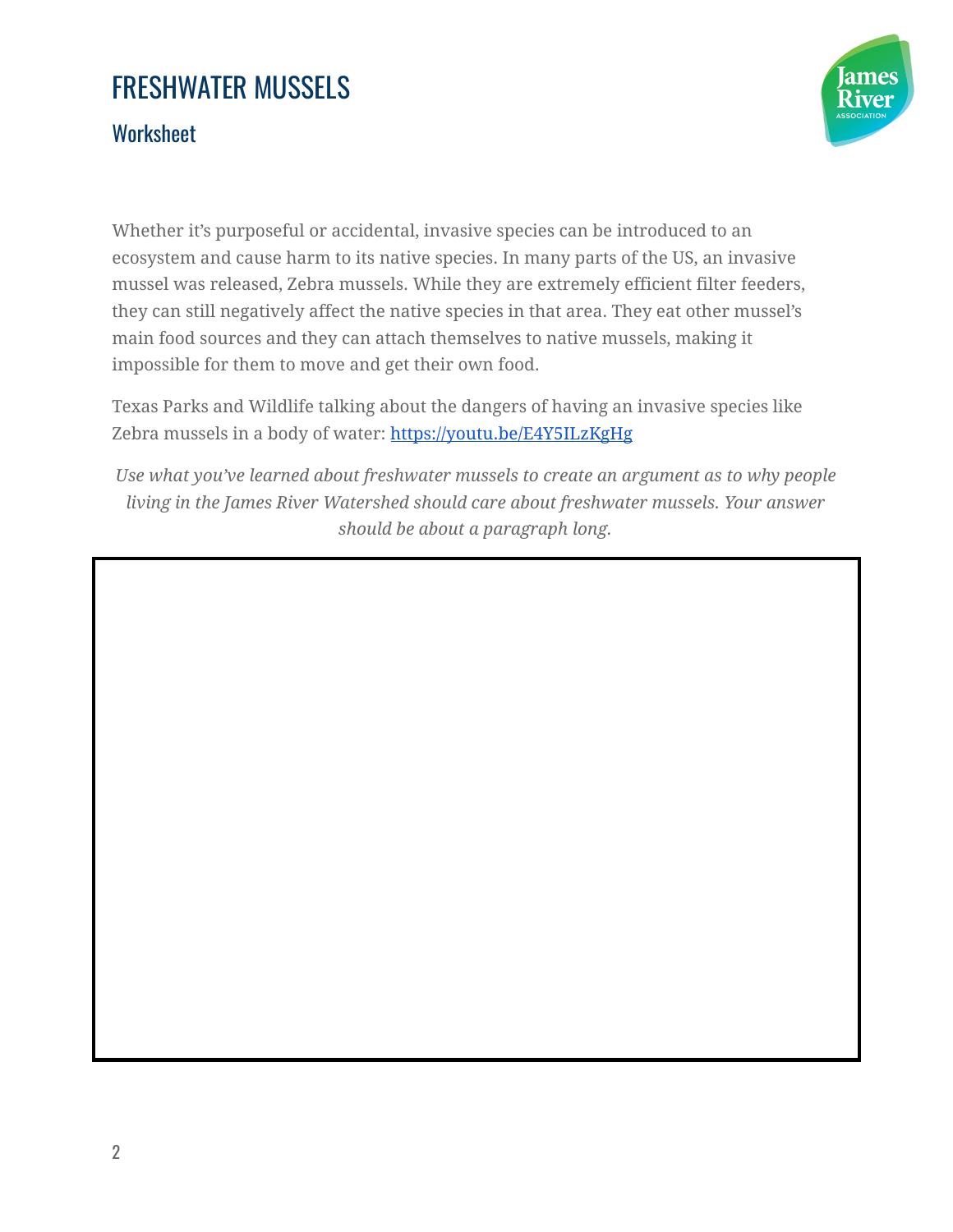# FRESHWATER MUSSELS

## Worksheet

Whether it's purposeful or accidental, invasive species can be introduced to an ecosystem and cause harm to its native species. In many parts of the US, an invasive mussel was released, Zebra mussels. While they are extremely efficient filter feeders, they can still negatively affect the native species in that area. They eat other mussel's main food sources and they can attach themselves to native mussels, making it impossible for them to move and get their own food.

Texas Parks and Wildlife talking about the dangers of having an invasive species like Zebra mussels in a body of water: [https://youtu.be/E4Y5ILzKgHg](https://youtu.be/E4Y5ILzKgHg)

*Use what you've learned about freshwater mussels to create an argument as to why people living in the James River Watershed should care about freshwater mussels. Your answer should be about a paragraph long.*